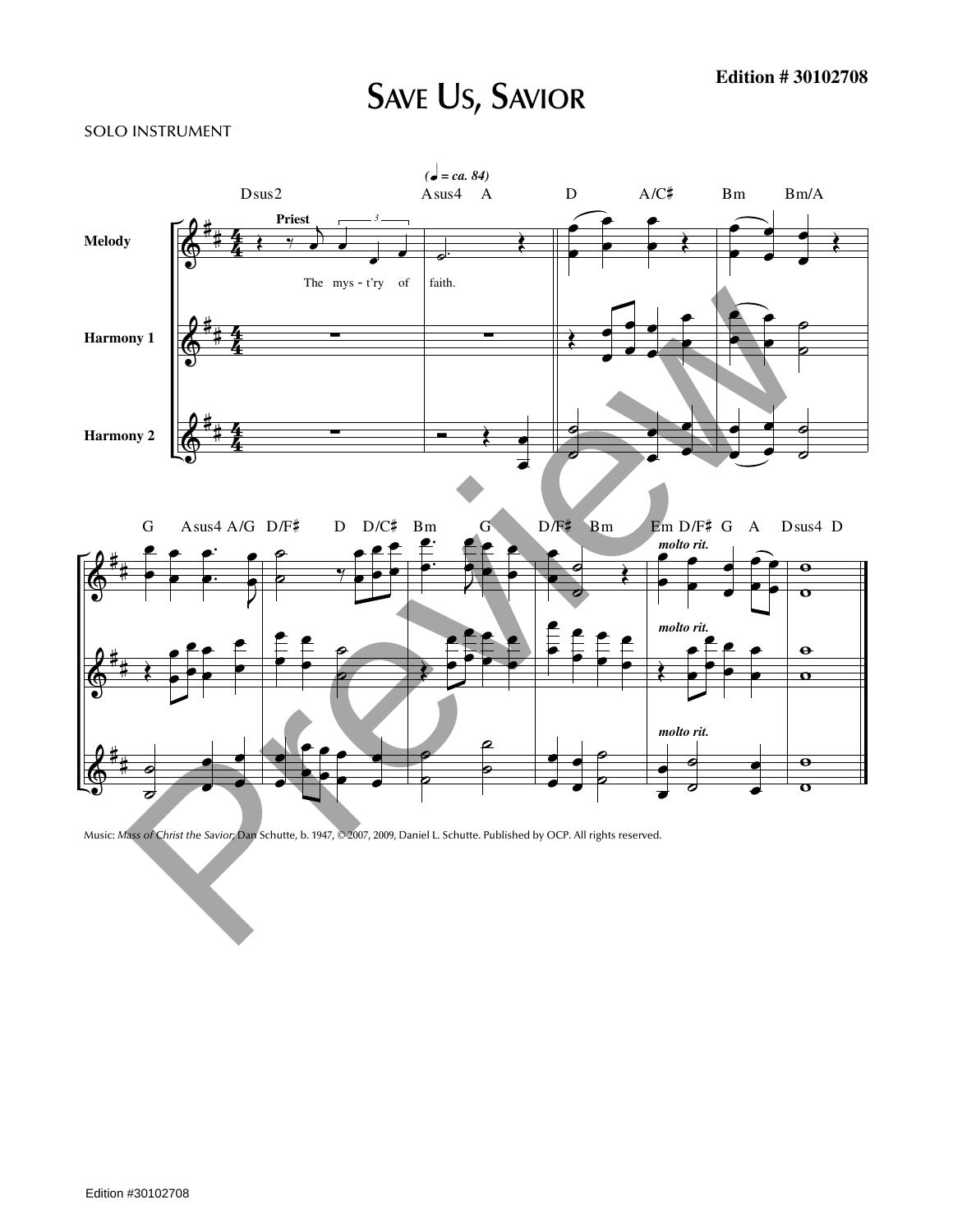**Edition # 30102708**

# Save Us, Savior

SOLO INSTRUMENT

Music: *Mass of Christ the Savior;* Dan Schutte, b. 1947, © 2007, 2009, Daniel L. Schutte. Published by OCP. All rights reserved.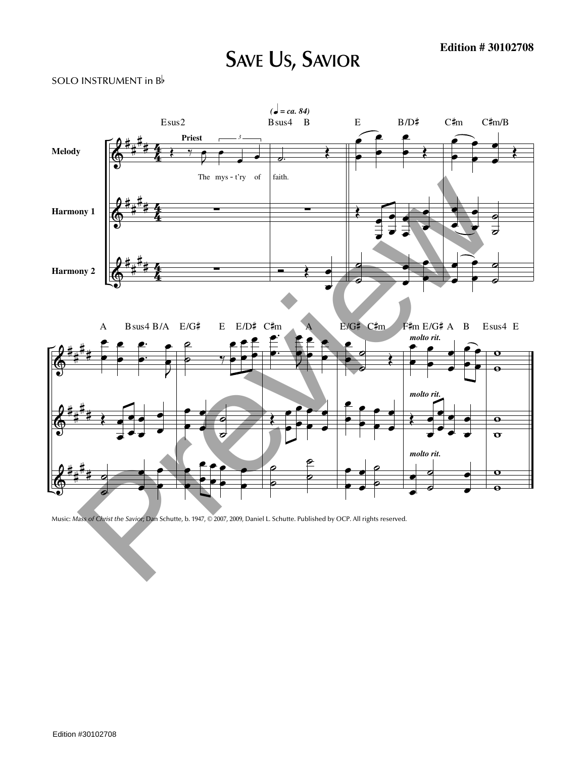**Edition # 30102708**

# Save Us, Savior

SOLO INSTRUMENT in B♭

Music: *Mass of Christ the Savior;* Dan Schutte, b. 1947, © 2007, 2009, Daniel L. Schutte. Published by OCP. All rights reserved.